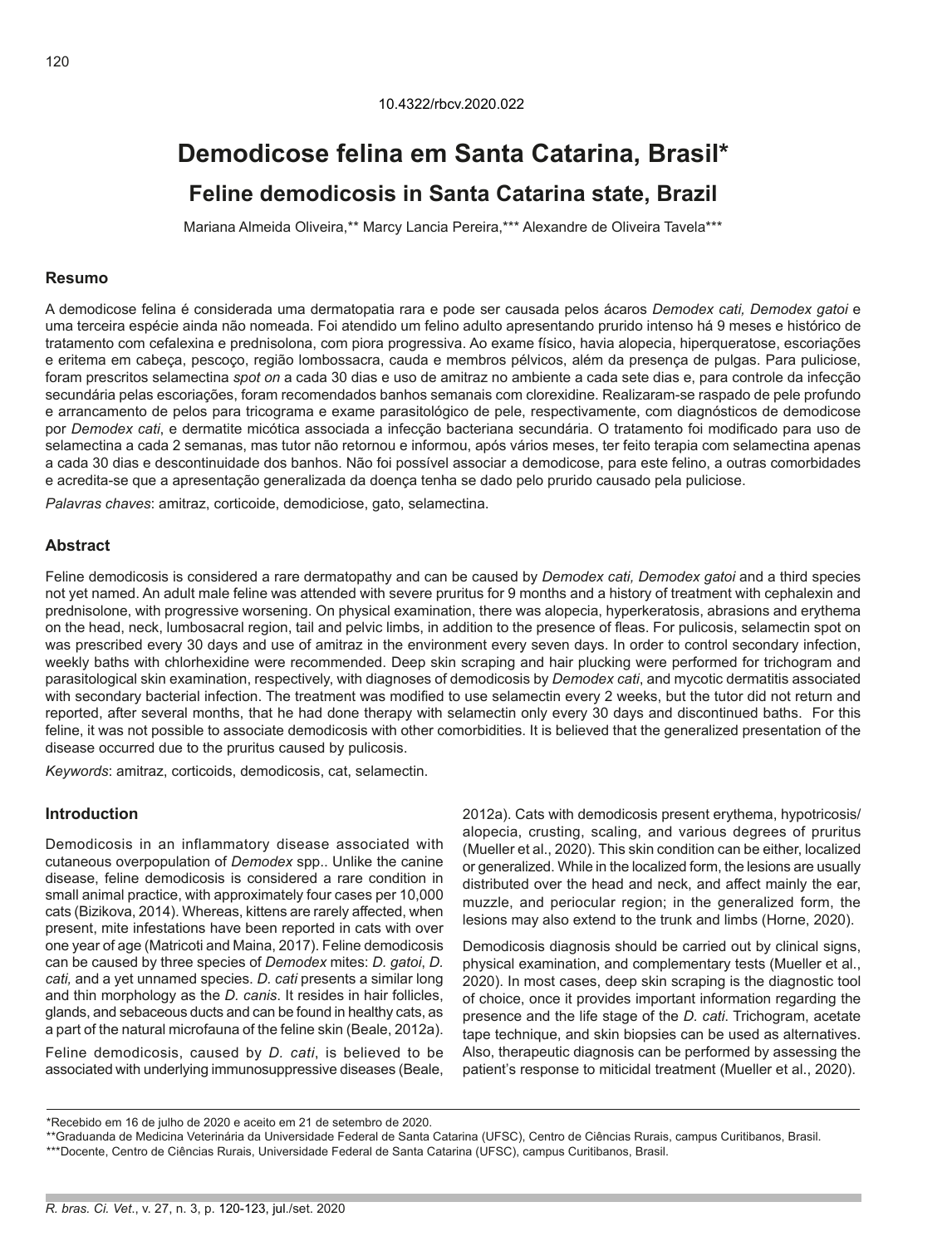10.4322/rbcv.2020.022

# Demodicose felina em Santa Catarina, Brasil*

## Feline demodicosis in Santa Catarina state, Brazil

Mariana Almeida Oliveira,** Marcy Lancia Pereira,*** Alexandre de Oliveira Tavela***

### Resumo

A demodicose felina é considerada uma dermatopatia rara e pode ser causada pelos ácaros *Demodex cati, Demodex gatoi* e uma terceira espécie ainda não nomeada. Foi atendido um felino adulto apresentando prurido intenso há 9 meses e histórico de tratamento com cefalexina e prednisolona, com piora progressiva. Ao exame físico, havia alopecia, hiperqueratose, escoriações e eritema em cabeça, pescoço, região lombossacra, cauda e membros pélvicos, além da presença de pulgas. Para puliciose, foram prescritos selamectina *spot on* a cada 30 dias e uso de amitraz no ambiente a cada sete dias e, para controle da infecção secundária pelas escoriações, foram recomendados banhos semanais com clorexidine. Realizaram-se raspado de pele profundo e arrancamento de pelos para tricograma e exame parasitológico de pele, respectivamente, com diagnósticos de demodicose por *Demodex cati*, e dermatite micótica associada a infecção bacteriana secundária. O tratamento foi modificado para uso de selamectina a cada 2 semanas, mas tutor não retornou e informou, após vários meses, ter feito terapia com selamectina apenas a cada 30 dias e descontinuidade dos banhos. Não foi possível associar a demodicose, para este felino, a outras comorbidades e acredita-se que a apresentação generalizada da doença tenha se dado pelo prurido causado pela puliciose.

*Palavras chaves*: amitraz, corticoide, demodiciose, gato, selamectina.

### Abstract

Feline demodicosis is considered a rare dermatopathy and can be caused by *Demodex cati, Demodex gatoi* and a third species not yet named. An adult male feline was attended with severe pruritus for 9 months and a history of treatment with cephalexin and prednisolone, with progressive worsening. On physical examination, there was alopecia, hyperkeratosis, abrasions and erythema on the head, neck, lumbosacral region, tail and pelvic limbs, in addition to the presence of fleas. For pulicosis, selamectin spot on was prescribed every 30 days and use of amitraz in the environment every seven days. In order to control secondary infection, weekly baths with chlorhexidine were recommended. Deep skin scraping and hair plucking were performed for trichogram and parasitological skin examination, respectively, with diagnoses of demodicosis by *Demodex cati*, and mycotic dermatitis associated with secondary bacterial infection. The treatment was modified to use selamectin every 2 weeks, but the tutor did not return and reported, after several months, that he had done therapy with selamectin only every 30 days and discontinued baths. For this feline, it was not possible to associate demodicosis with other comorbidities. It is believed that the generalized presentation of the disease occurred due to the pruritus caused by pulicosis.

*Keywords*: amitraz, corticoids, demodicosis, cat, selamectin.

### Introduction

Demodicosis in an inflammatory disease associated with cutaneous overpopulation of *Demodex* spp.. Unlike the canine disease, feline demodicosis is considered a rare condition in small animal practice, with approximately four cases per 10,000 cats (Bizikova, 2014). Whereas, kittens are rarely affected, when present, mite infestations have been reported in cats with over one year of age (Matricoti and Maina, 2017). Feline demodicosis can be caused by three species of *Demodex* mites: *D. gatoi*, *D. cati,* and a yet unnamed species. *D. cati* presents a similar long and thin morphology as the *D. canis*. It resides in hair follicles, glands, and sebaceous ducts and can be found in healthy cats, as a part of the natural microfauna of the feline skin (Beale, 2012a).

Feline demodicosis, caused by *D. cati*, is believed to be associated with underlying immunosuppressive diseases (Beale, 2012a). Cats with demodicosis present erythema, hypotricosis/alopecia, crusting, scaling, and various degrees of pruritus (Mueller et al., 2020). This skin condition can be either, localized or generalized. While in the localized form, the lesions are usually distributed over the head and neck, and affect mainly the ear, muzzle, and periocular region; in the generalized form, the lesions may also extend to the trunk and limbs (Horne, 2020).

Demodicosis diagnosis should be carried out by clinical signs, physical examination, and complementary tests (Mueller et al., 2020). In most cases, deep skin scraping is the diagnostic tool of choice, once it provides important information regarding the presence and the life stage of the *D. cati*. Trichogram, acetate tape technique, and skin biopsies can be used as alternatives. Also, therapeutic diagnosis can be performed by assessing the patient's response to miticidal treatment (Mueller et al., 2020).

---

*Recebido em 16 de julho de 2020 e aceito em 21 de setembro de 2020.

**Graduanda de Medicina Veterinária da Universidade Federal de Santa Catarina (UFSC), Centro de Ciências Rurais, campus Curitibanos, Brasil.

***Docente, Centro de Ciências Rurais, Universidade Federal de Santa Catarina (UFSC), campus Curitibanos, Brasil.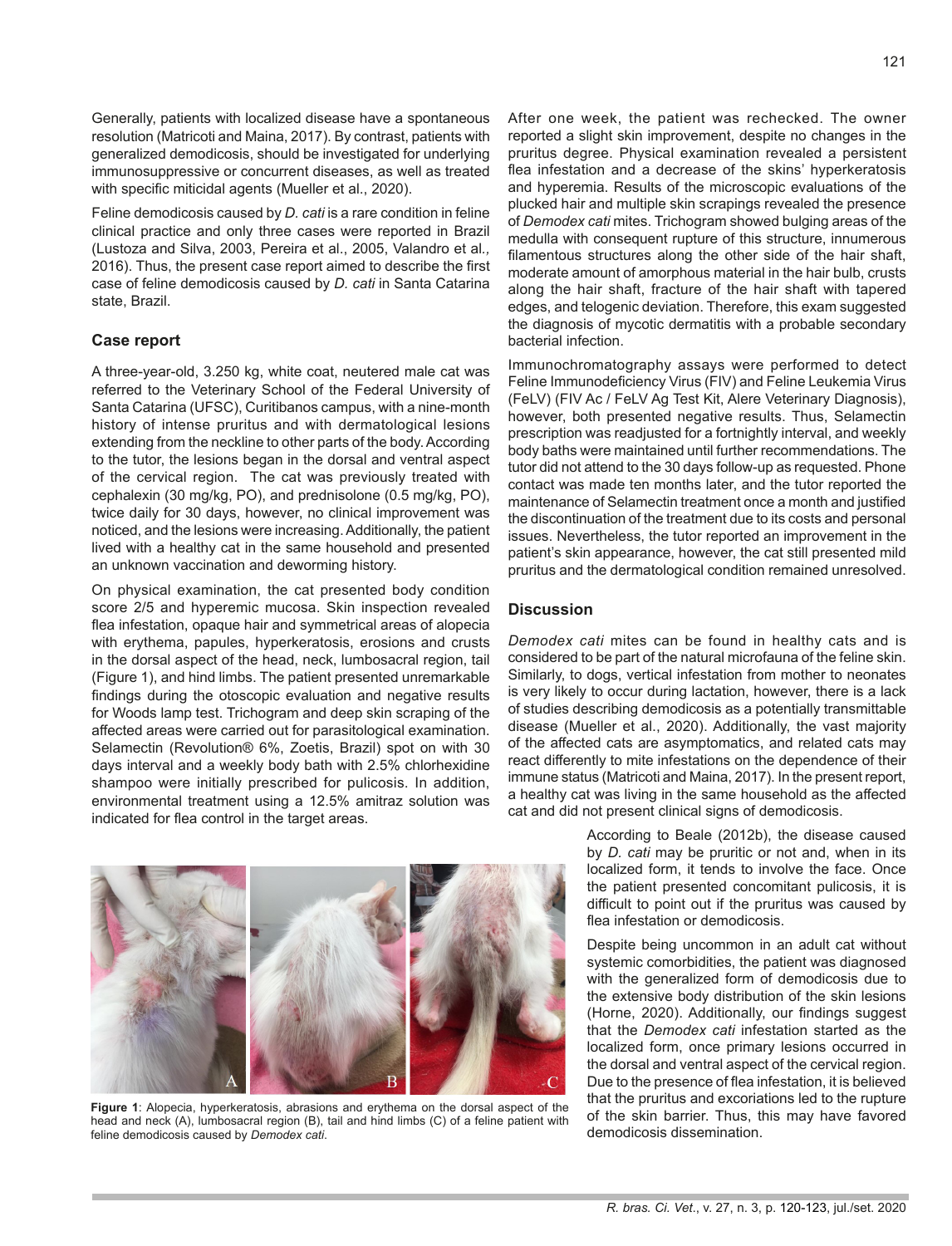Generally, patients with localized disease have a spontaneous resolution (Matricoti and Maina, 2017). By contrast, patients with generalized demodicosis, should be investigated for underlying immunosuppressive or concurrent diseases, as well as treated with specific miticidal agents (Mueller et al., 2020).

Feline demodicosis caused by *D. cati* is a rare condition in feline clinical practice and only three cases were reported in Brazil (Lustoza and Silva, 2003, Pereira et al., 2005, Valandro et al*.,* 2016). Thus, the present case report aimed to describe the first case of feline demodicosis caused by *D. cati* in Santa Catarina state, Brazil.

## Case report

A three-year-old, 3.250 kg, white coat, neutered male cat was referred to the Veterinary School of the Federal University of Santa Catarina (UFSC), Curitibanos campus, with a nine-month history of intense pruritus and with dermatological lesions extending from the neckline to other parts of the body. According to the tutor, the lesions began in the dorsal and ventral aspect of the cervical region. The cat was previously treated with cephalexin (30 mg/kg, PO), and prednisolone (0.5 mg/kg, PO), twice daily for 30 days, however, no clinical improvement was noticed, and the lesions were increasing. Additionally, the patient lived with a healthy cat in the same household and presented an unknown vaccination and deworming history.

On physical examination, the cat presented body condition score 2/5 and hyperemic mucosa. Skin inspection revealed flea infestation, opaque hair and symmetrical areas of alopecia with erythema, papules, hyperkeratosis, erosions and crusts in the dorsal aspect of the head, neck, lumbosacral region, tail (Figure 1), and hind limbs. The patient presented unremarkable findings during the otoscopic evaluation and negative results for Woods lamp test. Trichogram and deep skin scraping of the affected areas were carried out for parasitological examination. Selamectin (Revolution® 6%, Zoetis, Brazil) spot on with 30 days interval and a weekly body bath with 2.5% chlorhexidine shampoo were initially prescribed for pulicosis. In addition, environmental treatment using a 12.5% amitraz solution was indicated for flea control in the target areas.

**Figure 1**: Alopecia, hyperkeratosis, abrasions and erythema on the dorsal aspect of the head and neck (A), lumbosacral region (B), tail and hind limbs (C) of a feline patient with feline demodicosis caused by *Demodex cati*.

After one week, the patient was rechecked. The owner reported a slight skin improvement, despite no changes in the pruritus degree. Physical examination revealed a persistent flea infestation and a decrease of the skins' hyperkeratosis and hyperemia. Results of the microscopic evaluations of the plucked hair and multiple skin scrapings revealed the presence of *Demodex cati* mites. Trichogram showed bulging areas of the medulla with consequent rupture of this structure, innumerous filamentous structures along the other side of the hair shaft, moderate amount of amorphous material in the hair bulb, crusts along the hair shaft, fracture of the hair shaft with tapered edges, and telogenic deviation. Therefore, this exam suggested the diagnosis of mycotic dermatitis with a probable secondary bacterial infection.

Immunochromatography assays were performed to detect Feline Immunodeficiency Virus (FIV) and Feline Leukemia Virus (FeLV) (FIV Ac / FeLV Ag Test Kit, Alere Veterinary Diagnosis), however, both presented negative results. Thus, Selamectin prescription was readjusted for a fortnightly interval, and weekly body baths were maintained until further recommendations. The tutor did not attend to the 30 days follow-up as requested. Phone contact was made ten months later, and the tutor reported the maintenance of Selamectin treatment once a month and justified the discontinuation of the treatment due to its costs and personal issues. Nevertheless, the tutor reported an improvement in the patient's skin appearance, however, the cat still presented mild pruritus and the dermatological condition remained unresolved.

## Discussion

*Demodex cati* mites can be found in healthy cats and is considered to be part of the natural microfauna of the feline skin. Similarly, to dogs, vertical infestation from mother to neonates is very likely to occur during lactation, however, there is a lack of studies describing demodicosis as a potentially transmittable disease (Mueller et al., 2020). Additionally, the vast majority of the affected cats are asymptomatics, and related cats may react differently to mite infestations on the dependence of their immune status (Matricoti and Maina, 2017). In the present report, a healthy cat was living in the same household as the affected cat and did not present clinical signs of demodicosis.

According to Beale (2012b), the disease caused by *D. cati* may be pruritic or not and, when in its localized form, it tends to involve the face. Once the patient presented concomitant pulicosis, it is difficult to point out if the pruritus was caused by flea infestation or demodicosis.

Despite being uncommon in an adult cat without systemic comorbidities, the patient was diagnosed with the generalized form of demodicosis due to the extensive body distribution of the skin lesions (Horne, 2020). Additionally, our findings suggest that the *Demodex cati* infestation started as the localized form, once primary lesions occurred in the dorsal and ventral aspect of the cervical region. Due to the presence of flea infestation, it is believed that the pruritus and excoriations led to the rupture of the skin barrier. Thus, this may have favored demodicosis dissemination.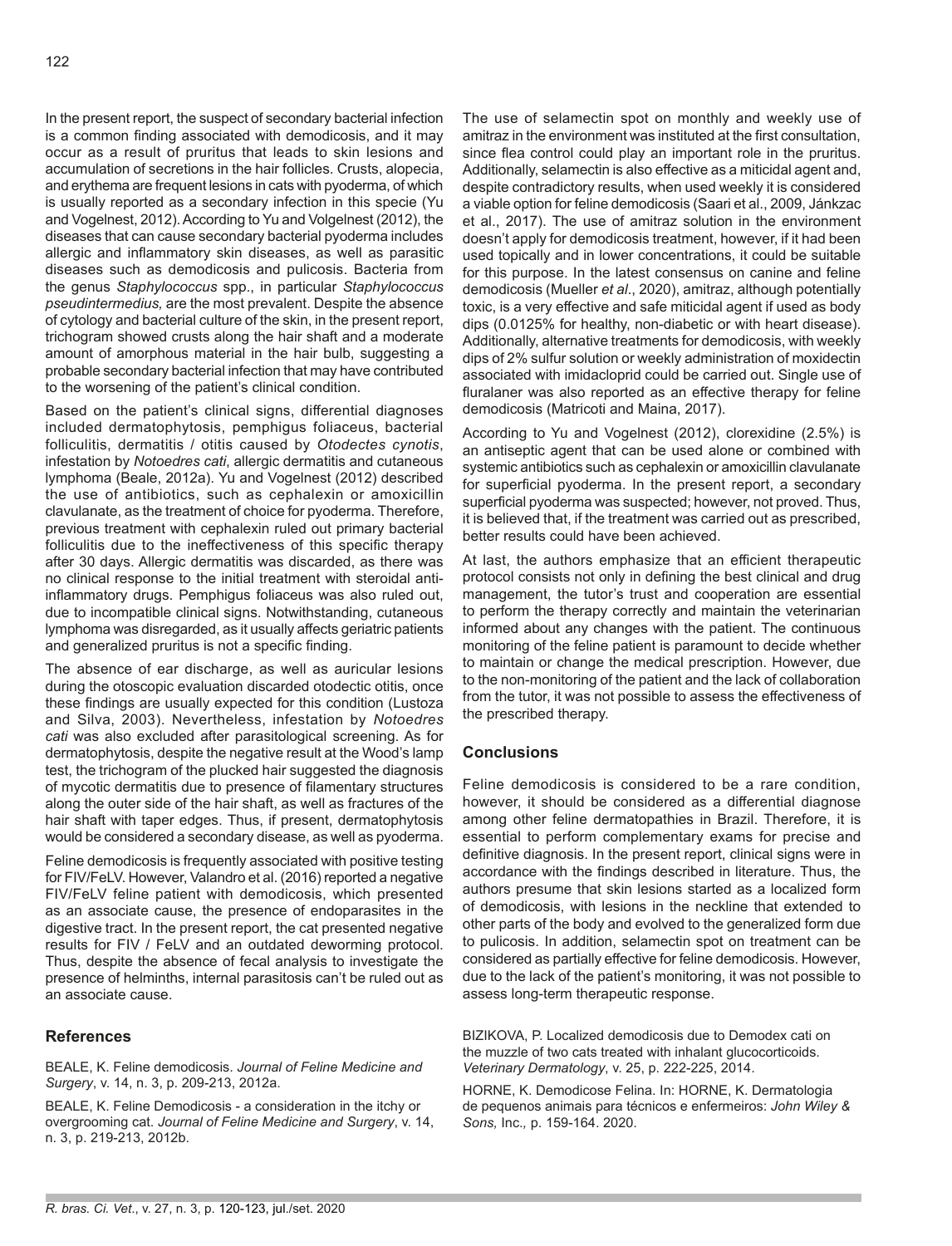In the present report, the suspect of secondary bacterial infection is a common finding associated with demodicosis, and it may occur as a result of pruritus that leads to skin lesions and accumulation of secretions in the hair follicles. Crusts, alopecia, and erythema are frequent lesions in cats with pyoderma, of which is usually reported as a secondary infection in this specie (Yu and Vogelnest, 2012). According to Yu and Volgelnest (2012), the diseases that can cause secondary bacterial pyoderma includes allergic and inflammatory skin diseases, as well as parasitic diseases such as demodicosis and pulicosis. Bacteria from the genus *Staphylococcus* spp., in particular *Staphylococcus pseudintermedius,* are the most prevalent. Despite the absence of cytology and bacterial culture of the skin, in the present report, trichogram showed crusts along the hair shaft and a moderate amount of amorphous material in the hair bulb, suggesting a probable secondary bacterial infection that may have contributed to the worsening of the patient's clinical condition.

Based on the patient's clinical signs, differential diagnoses included dermatophytosis, pemphigus foliaceus, bacterial folliculitis, dermatitis / otitis caused by *Otodectes cynotis*, infestation by *Notoedres cati*, allergic dermatitis and cutaneous lymphoma (Beale, 2012a). Yu and Vogelnest (2012) described the use of antibiotics, such as cephalexin or amoxicillin clavulanate, as the treatment of choice for pyoderma. Therefore, previous treatment with cephalexin ruled out primary bacterial folliculitis due to the ineffectiveness of this specific therapy after 30 days. Allergic dermatitis was discarded, as there was no clinical response to the initial treatment with steroidal anti-inflammatory drugs. Pemphigus foliaceus was also ruled out, due to incompatible clinical signs. Notwithstanding, cutaneous lymphoma was disregarded, as it usually affects geriatric patients and generalized pruritus is not a specific finding.

The absence of ear discharge, as well as auricular lesions during the otoscopic evaluation discarded otodectic otitis, once these findings are usually expected for this condition (Lustoza and Silva, 2003). Nevertheless, infestation by *Notoedres cati* was also excluded after parasitological screening. As for dermatophytosis, despite the negative result at the Wood's lamp test, the trichogram of the plucked hair suggested the diagnosis of mycotic dermatitis due to presence of filamentary structures along the outer side of the hair shaft, as well as fractures of the hair shaft with taper edges. Thus, if present, dermatophytosis would be considered a secondary disease, as well as pyoderma.

Feline demodicosis is frequently associated with positive testing for FIV/FeLV. However, Valandro et al. (2016) reported a negative FIV/FeLV feline patient with demodicosis, which presented as an associate cause, the presence of endoparasites in the digestive tract. In the present report, the cat presented negative results for FIV / FeLV and an outdated deworming protocol. Thus, despite the absence of fecal analysis to investigate the presence of helminths, internal parasitosis can't be ruled out as an associate cause.

The use of selamectin spot on monthly and weekly use of amitraz in the environment was instituted at the first consultation, since flea control could play an important role in the pruritus. Additionally, selamectin is also effective as a miticidal agent and, despite contradictory results, when used weekly it is considered a viable option for feline demodicosis (Saari et al., 2009, Jánkzac et al., 2017). The use of amitraz solution in the environment doesn't apply for demodicosis treatment, however, if it had been used topically and in lower concentrations, it could be suitable for this purpose. In the latest consensus on canine and feline demodicosis (Mueller *et al*., 2020), amitraz, although potentially toxic, is a very effective and safe miticidal agent if used as body dips (0.0125% for healthy, non-diabetic or with heart disease). Additionally, alternative treatments for demodicosis, with weekly dips of 2% sulfur solution or weekly administration of moxidectin associated with imidacloprid could be carried out. Single use of fluralaner was also reported as an effective therapy for feline demodicosis (Matricoti and Maina, 2017).

According to Yu and Vogelnest (2012), clorexidine (2.5%) is an antiseptic agent that can be used alone or combined with systemic antibiotics such as cephalexin or amoxicillin clavulanate for superficial pyoderma. In the present report, a secondary superficial pyoderma was suspected; however, not proved. Thus, it is believed that, if the treatment was carried out as prescribed, better results could have been achieved.

At last, the authors emphasize that an efficient therapeutic protocol consists not only in defining the best clinical and drug management, the tutor's trust and cooperation are essential to perform the therapy correctly and maintain the veterinarian informed about any changes with the patient. The continuous monitoring of the feline patient is paramount to decide whether to maintain or change the medical prescription. However, due to the non-monitoring of the patient and the lack of collaboration from the tutor, it was not possible to assess the effectiveness of the prescribed therapy.

## Conclusions

Feline demodicosis is considered to be a rare condition, however, it should be considered as a differential diagnose among other feline dermatopathies in Brazil. Therefore, it is essential to perform complementary exams for precise and definitive diagnosis. In the present report, clinical signs were in accordance with the findings described in literature. Thus, the authors presume that skin lesions started as a localized form of demodicosis, with lesions in the neckline that extended to other parts of the body and evolved to the generalized form due to pulicosis. In addition, selamectin spot on treatment can be considered as partially effective for feline demodicosis. However, due to the lack of the patient's monitoring, it was not possible to assess long-term therapeutic response.

## References

BEALE, K. Feline demodicosis. *Journal of Feline Medicine and Surgery*, v. 14, n. 3, p. 209-213, 2012a.

BEALE, K. Feline Demodicosis - a consideration in the itchy or overgrooming cat. *Journal of Feline Medicine and Surgery*, v. 14, n. 3, p. 219-213, 2012b.

BIZIKOVA, P. Localized demodicosis due to Demodex cati on the muzzle of two cats treated with inhalant glucocorticoids. *Veterinary Dermatology*, v. 25, p. 222-225, 2014.

HORNE, K. Demodicose Felina. In: HORNE, K. Dermatologia de pequenos animais para técnicos e enfermeiros: *John Wiley & Sons,* Inc., p. 159-164. 2020.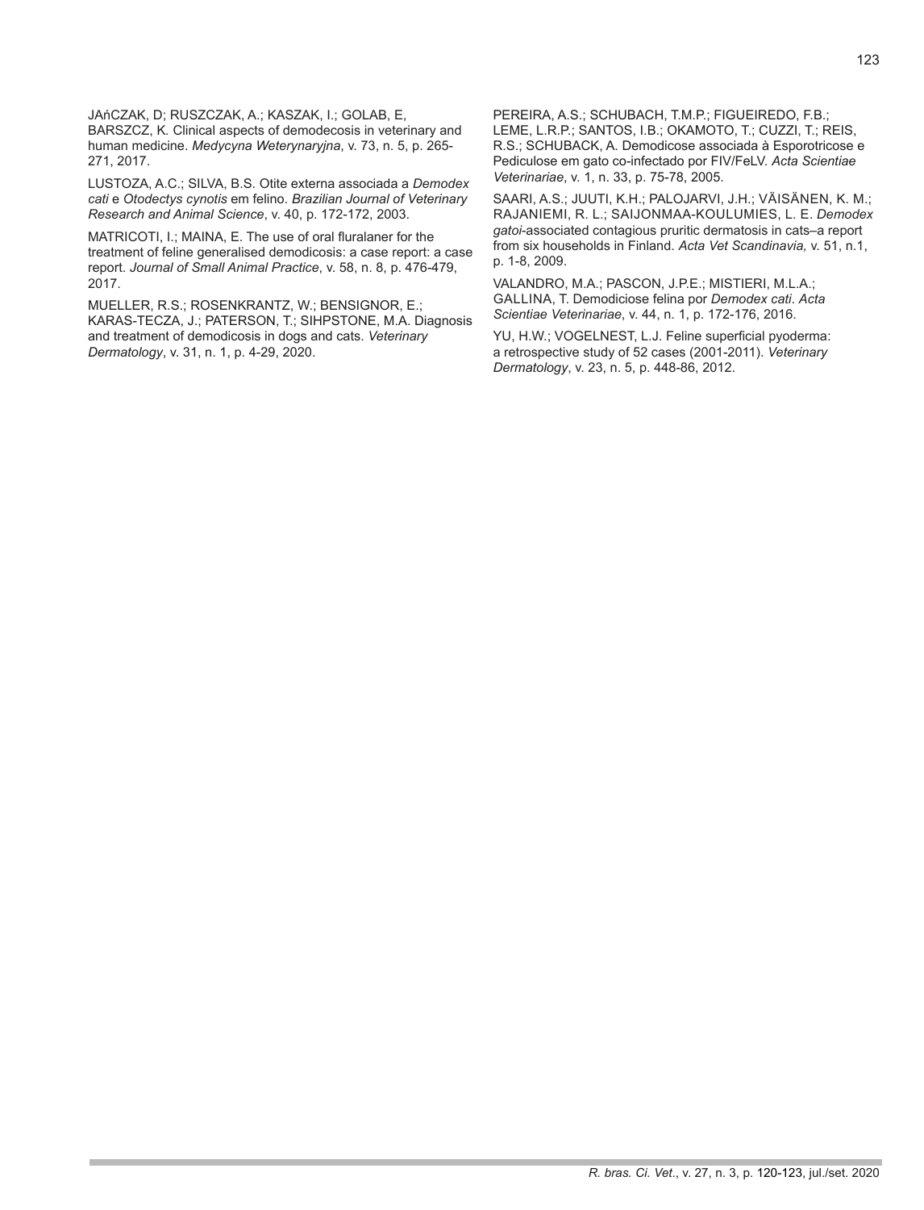JAńCZAK, D; RUSZCZAK, A.; KASZAK, I.; GOLAB, E, BARSZCZ, K. Clinical aspects of demodecosis in veterinary and human medicine. *Medycyna Weterynaryjna*, v. 73, n. 5, p. 265-271, 2017.

LUSTOZA, A.C.; SILVA, B.S. Otite externa associada a *Demodex cati* e *Otodectys cynotis* em felino. *Brazilian Journal of Veterinary Research and Animal Science*, v. 40, p. 172-172, 2003.

MATRICOTI, I.; MAINA, E. The use of oral fluralaner for the treatment of feline generalised demodicosis: a case report: a case report. *Journal of Small Animal Practice*, v. 58, n. 8, p. 476-479, 2017.

MUELLER, R.S.; ROSENKRANTZ, W.; BENSIGNOR, E.; KARAS-TECZA, J.; PATERSON, T.; SIHPSTONE, M.A. Diagnosis and treatment of demodicosis in dogs and cats. *Veterinary Dermatology*, v. 31, n. 1, p. 4-29, 2020.

PEREIRA, A.S.; SCHUBACH, T.M.P.; FIGUEIREDO, F.B.; LEME, L.R.P.; SANTOS, I.B.; OKAMOTO, T.; CUZZI, T.; REIS, R.S.; SCHUBACK, A. Demodicose associada à Esporotricose e Pediculose em gato co-infectado por FIV/FeLV. *Acta Scientiae Veterinariae*, v. 1, n. 33, p. 75-78, 2005.

SAARI, A.S.; JUUTI, K.H.; PALOJARVI, J.H.; VÄISÄNEN, K. M.; RAJANIEMI, R. L.; SAIJONMAA-KOULUMIES, L. E. *Demodex gatoi*-associated contagious pruritic dermatosis in cats–a report from six households in Finland. *Acta Vet Scandinavia,* v. 51, n.1, p. 1-8, 2009.

VALANDRO, M.A.; PASCON, J.P.E.; MISTIERI, M.L.A.; GALLINA, T. Demodiciose felina por *Demodex cati*. *Acta Scientiae Veterinariae*, v. 44, n. 1, p. 172-176, 2016.

YU, H.W.; VOGELNEST, L.J. Feline superficial pyoderma: a retrospective study of 52 cases (2001-2011). *Veterinary Dermatology*, v. 23, n. 5, p. 448-86, 2012.